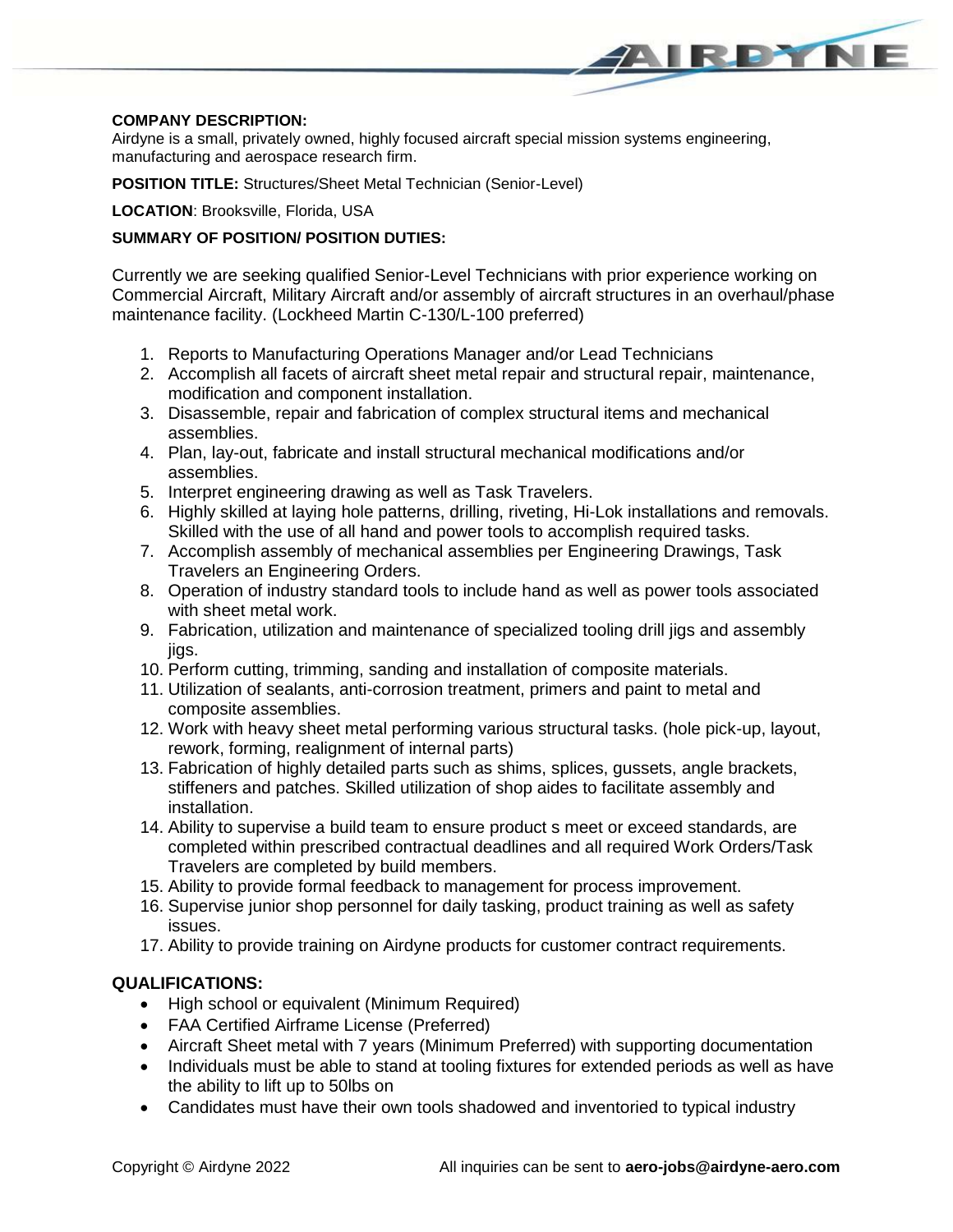**COMPANY DESCRIPTION:**
Airdyne is a small, privately owned, highly focused aircraft special mission systems engineering, manufacturing and aerospace research firm.

**POSITION TITLE:** Structures/Sheet Metal Technician (Senior-Level)

**LOCATION**: Brooksville, Florida, USA

**SUMMARY OF POSITION/ POSITION DUTIES:**

Currently we are seeking qualified Senior-Level Technicians with prior experience working on Commercial Aircraft, Military Aircraft and/or assembly of aircraft structures in an overhaul/phase maintenance facility. (Lockheed Martin C-130/L-100 preferred)

1. Reports to Manufacturing Operations Manager and/or Lead Technicians
2. Accomplish all facets of aircraft sheet metal repair and structural repair, maintenance, modification and component installation.
3. Disassemble, repair and fabrication of complex structural items and mechanical assemblies.
4. Plan, lay-out, fabricate and install structural mechanical modifications and/or assemblies.
5. Interpret engineering drawing as well as Task Travelers.
6. Highly skilled at laying hole patterns, drilling, riveting, Hi-Lok installations and removals. Skilled with the use of all hand and power tools to accomplish required tasks.
7. Accomplish assembly of mechanical assemblies per Engineering Drawings, Task Travelers an Engineering Orders.
8. Operation of industry standard tools to include hand as well as power tools associated with sheet metal work.
9. Fabrication, utilization and maintenance of specialized tooling drill jigs and assembly jigs.
10. Perform cutting, trimming, sanding and installation of composite materials.
11. Utilization of sealants, anti-corrosion treatment, primers and paint to metal and composite assemblies.
12. Work with heavy sheet metal performing various structural tasks. (hole pick-up, layout, rework, forming, realignment of internal parts)
13. Fabrication of highly detailed parts such as shims, splices, gussets, angle brackets, stiffeners and patches. Skilled utilization of shop aides to facilitate assembly and installation.
14. Ability to supervise a build team to ensure product s meet or exceed standards, are completed within prescribed contractual deadlines and all required Work Orders/Task Travelers are completed by build members.
15. Ability to provide formal feedback to management for process improvement.
16. Supervise junior shop personnel for daily tasking, product training as well as safety issues.
17. Ability to provide training on Airdyne products for customer contract requirements.

## QUALIFICATIONS:

- High school or equivalent (Minimum Required)
- FAA Certified Airframe License (Preferred)
- Aircraft Sheet metal with 7 years (Minimum Preferred) with supporting documentation
- Individuals must be able to stand at tooling fixtures for extended periods as well as have the ability to lift up to 50lbs on
- Candidates must have their own tools shadowed and inventoried to typical industry

Copyright © Airdyne 2022 All inquiries can be sent to **aero-jobs@airdyne-aero.com**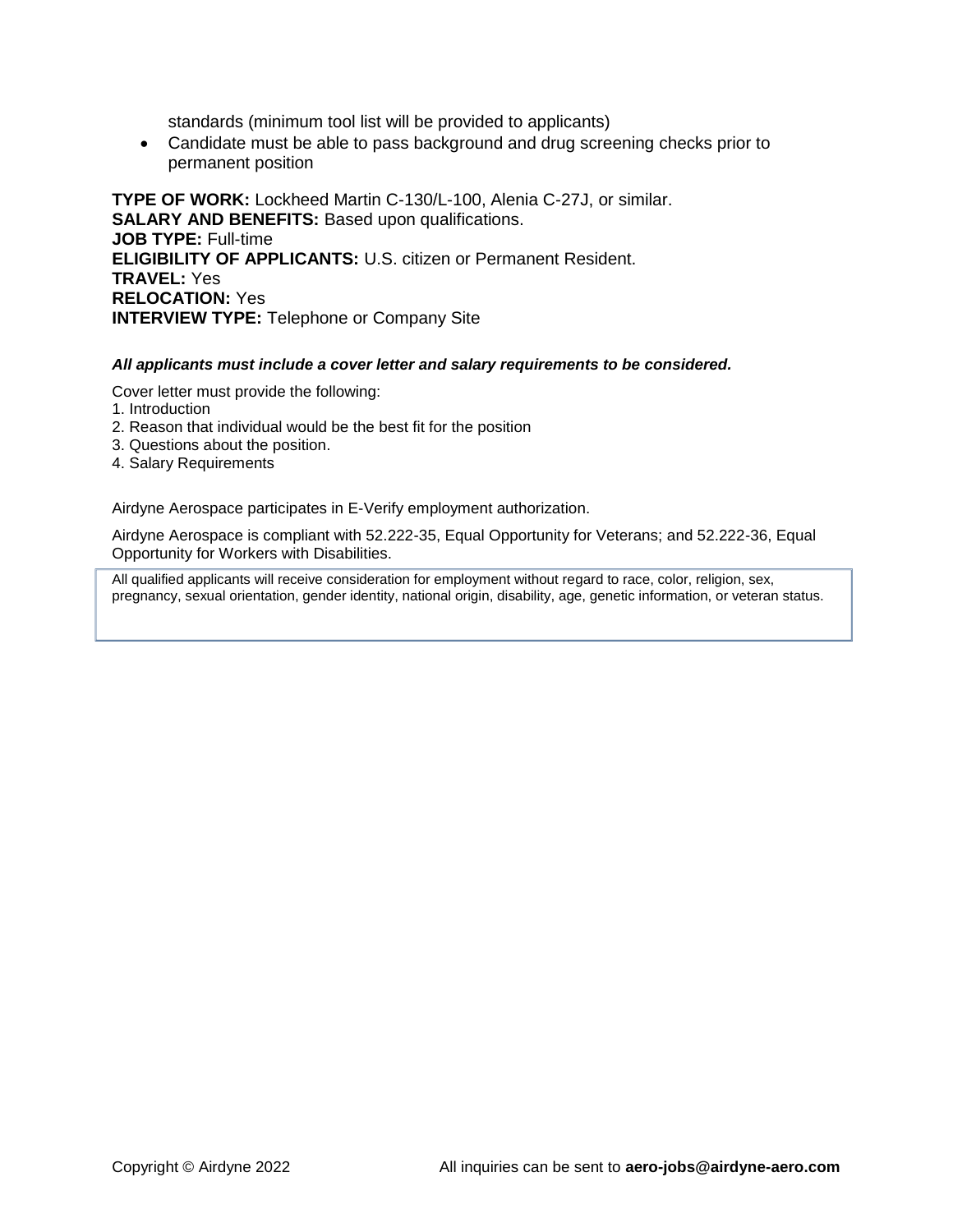standards (minimum tool list will be provided to applicants)

- Candidate must be able to pass background and drug screening checks prior to permanent position

**TYPE OF WORK:** Lockheed Martin C-130/L-100, Alenia C-27J, or similar.
**SALARY AND BENEFITS:** Based upon qualifications.
**JOB TYPE:** Full-time
**ELIGIBILITY OF APPLICANTS:** U.S. citizen or Permanent Resident.
**TRAVEL:** Yes
**RELOCATION:** Yes
**INTERVIEW TYPE:** Telephone or Company Site

***All applicants must include a cover letter and salary requirements to be considered.***

Cover letter must provide the following:
1. Introduction
2. Reason that individual would be the best fit for the position
3. Questions about the position.
4. Salary Requirements

Airdyne Aerospace participates in E-Verify employment authorization.

Airdyne Aerospace is compliant with 52.222-35, Equal Opportunity for Veterans; and 52.222-36, Equal Opportunity for Workers with Disabilities.

All qualified applicants will receive consideration for employment without regard to race, color, religion, sex, pregnancy, sexual orientation, gender identity, national origin, disability, age, genetic information, or veteran status.

Copyright © Airdyne 2022 All inquiries can be sent to **aero-jobs@airdyne-aero.com**